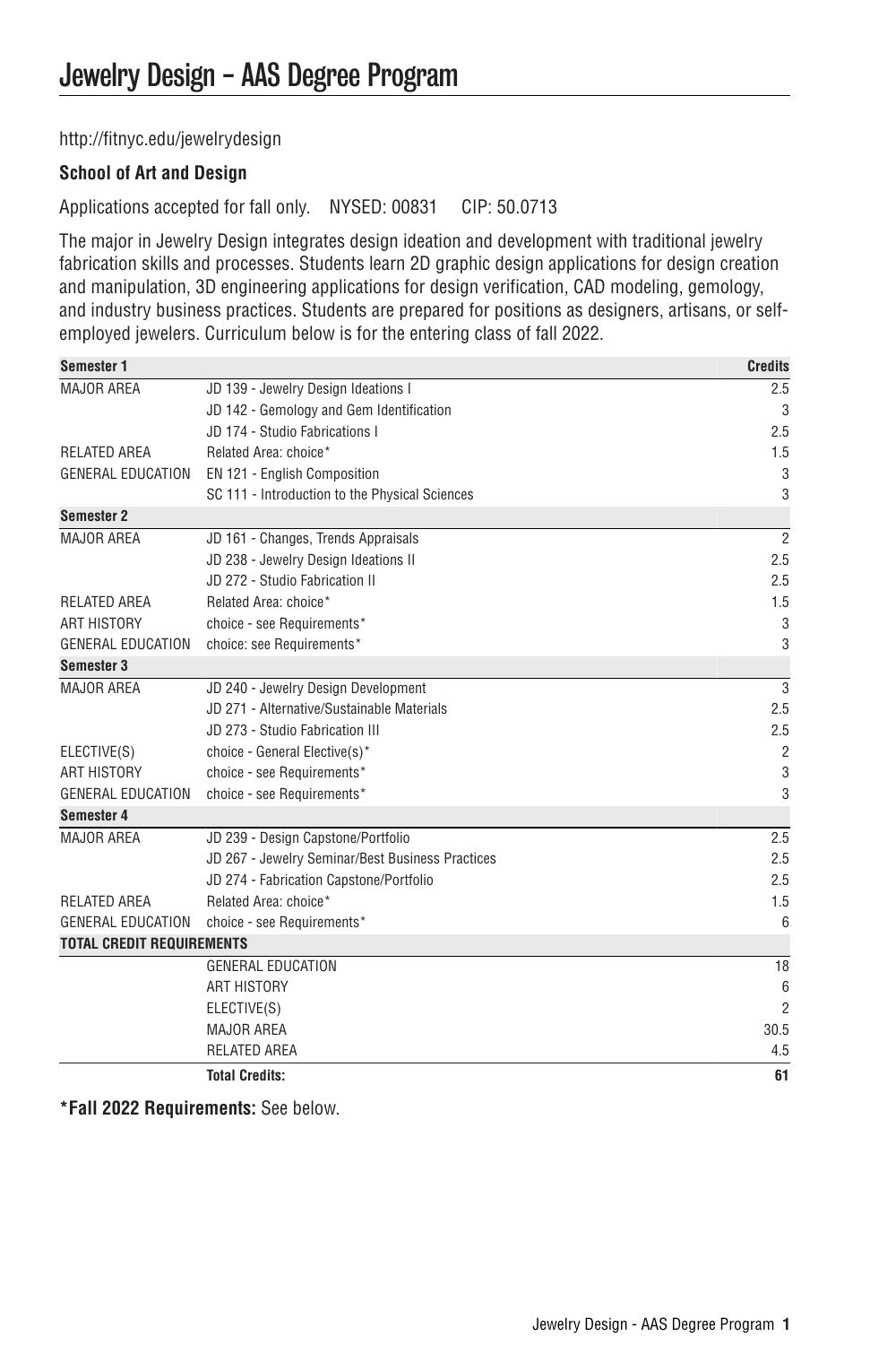# Jewelry Design – AAS Degree Program

http://fitnyc.edu/jewelrydesign

**School of Art and Design**

Applications accepted for fall only. NYSED: 00831 CIP: 50.0713

The major in Jewelry Design integrates design ideation and development with traditional jewelry fabrication skills and processes. Students learn 2D graphic design applications for design creation and manipulation, 3D engineering applications for design verification, CAD modeling, gemology, and industry business practices. Students are prepared for positions as designers, artisans, or self-employed jewelers. Curriculum below is for the entering class of fall 2022.

| **Semester 1** | | **Credits** |
|---|---|---|
| MAJOR AREA | JD 139 - Jewelry Design Ideations I | 2.5 |
| | JD 142 - Gemology and Gem Identification | 3 |
| | JD 174 - Studio Fabrications I | 2.5 |
| RELATED AREA | Related Area: choice* | 1.5 |
| GENERAL EDUCATION | EN 121 - English Composition | 3 |
| | SC 111 - Introduction to the Physical Sciences | 3 |
| **Semester 2** | | |
| MAJOR AREA | JD 161 - Changes, Trends Appraisals | 2 |
| | JD 238 - Jewelry Design Ideations II | 2.5 |
| | JD 272 - Studio Fabrication II | 2.5 |
| RELATED AREA | Related Area: choice* | 1.5 |
| ART HISTORY | choice - see Requirements* | 3 |
| GENERAL EDUCATION | choice: see Requirements* | 3 |
| **Semester 3** | | |
| MAJOR AREA | JD 240 - Jewelry Design Development | 3 |
| | JD 271 - Alternative/Sustainable Materials | 2.5 |
| | JD 273 - Studio Fabrication III | 2.5 |
| ELECTIVE(S) | choice - General Elective(s)* | 2 |
| ART HISTORY | choice - see Requirements* | 3 |
| GENERAL EDUCATION | choice - see Requirements* | 3 |
| **Semester 4** | | |
| MAJOR AREA | JD 239 - Design Capstone/Portfolio | 2.5 |
| | JD 267 - Jewelry Seminar/Best Business Practices | 2.5 |
| | JD 274 - Fabrication Capstone/Portfolio | 2.5 |
| RELATED AREA | Related Area: choice* | 1.5 |
| GENERAL EDUCATION | choice - see Requirements* | 6 |
| **TOTAL CREDIT REQUIREMENTS** | | |
| | GENERAL EDUCATION | 18 |
| | ART HISTORY | 6 |
| | ELECTIVE(S) | 2 |
| | MAJOR AREA | 30.5 |
| | RELATED AREA | 4.5 |
| | **Total Credits:** | **61** |

**\*Fall 2022 Requirements:** See below.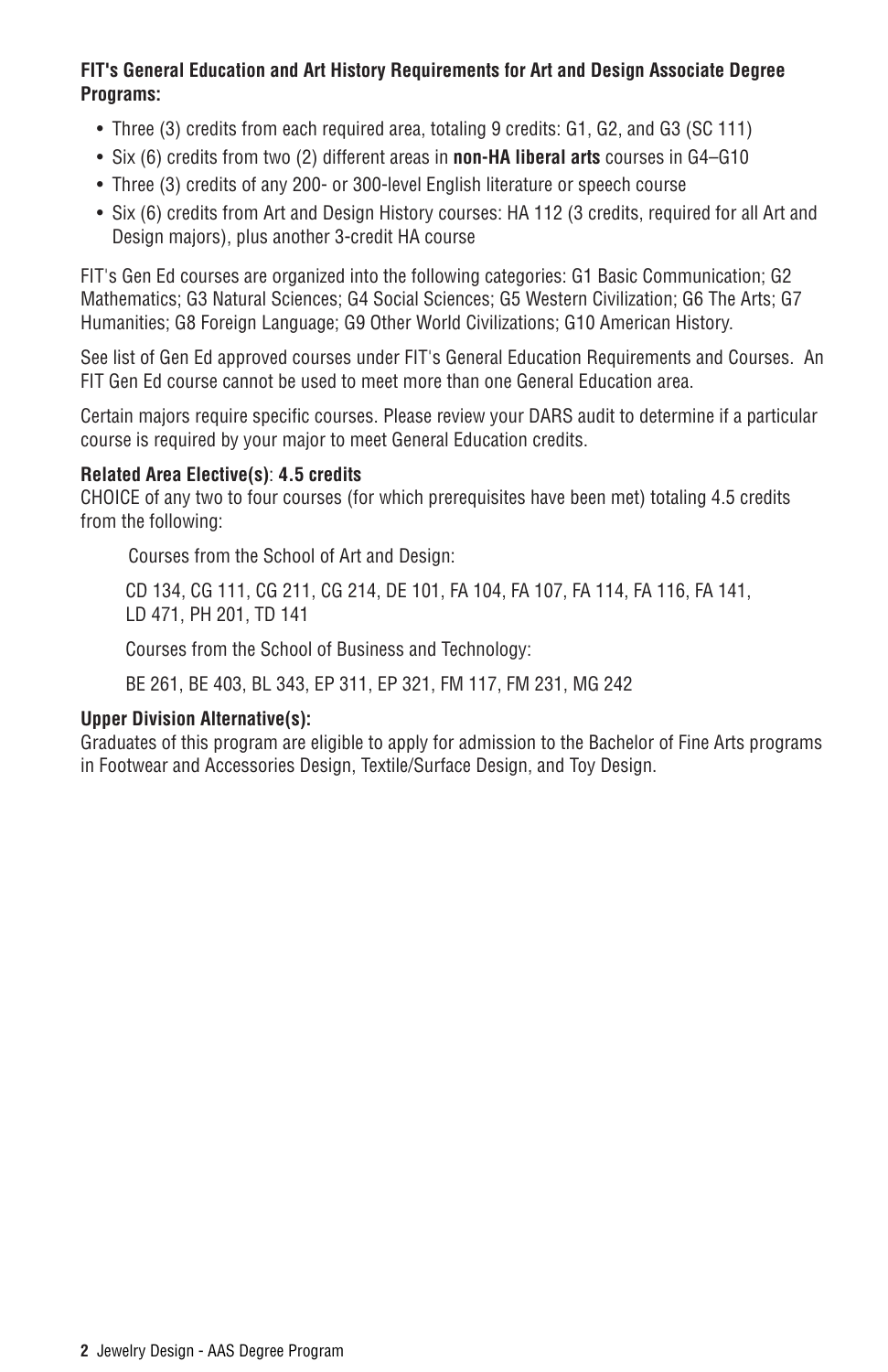**FIT's General Education and Art History Requirements for Art and Design Associate Degree Programs:**

- Three (3) credits from each required area, totaling 9 credits: G1, G2, and G3 (SC 111)
- Six (6) credits from two (2) different areas in **non-HA liberal arts** courses in G4–G10
- Three (3) credits of any 200- or 300-level English literature or speech course
- Six (6) credits from Art and Design History courses: HA 112 (3 credits, required for all Art and Design majors), plus another 3-credit HA course

FIT's Gen Ed courses are organized into the following categories: G1 Basic Communication; G2 Mathematics; G3 Natural Sciences; G4 Social Sciences; G5 Western Civilization; G6 The Arts; G7 Humanities; G8 Foreign Language; G9 Other World Civilizations; G10 American History.

See list of Gen Ed approved courses under FIT's General Education Requirements and Courses. An FIT Gen Ed course cannot be used to meet more than one General Education area.

Certain majors require specific courses. Please review your DARS audit to determine if a particular course is required by your major to meet General Education credits.

**Related Area Elective(s)**: **4.5 credits**
CHOICE of any two to four courses (for which prerequisites have been met) totaling 4.5 credits from the following:

Courses from the School of Art and Design:

CD 134, CG 111, CG 211, CG 214, DE 101, FA 104, FA 107, FA 114, FA 116, FA 141, LD 471, PH 201, TD 141

Courses from the School of Business and Technology:

BE 261, BE 403, BL 343, EP 311, EP 321, FM 117, FM 231, MG 242

**Upper Division Alternative(s):**
Graduates of this program are eligible to apply for admission to the Bachelor of Fine Arts programs in Footwear and Accessories Design, Textile/Surface Design, and Toy Design.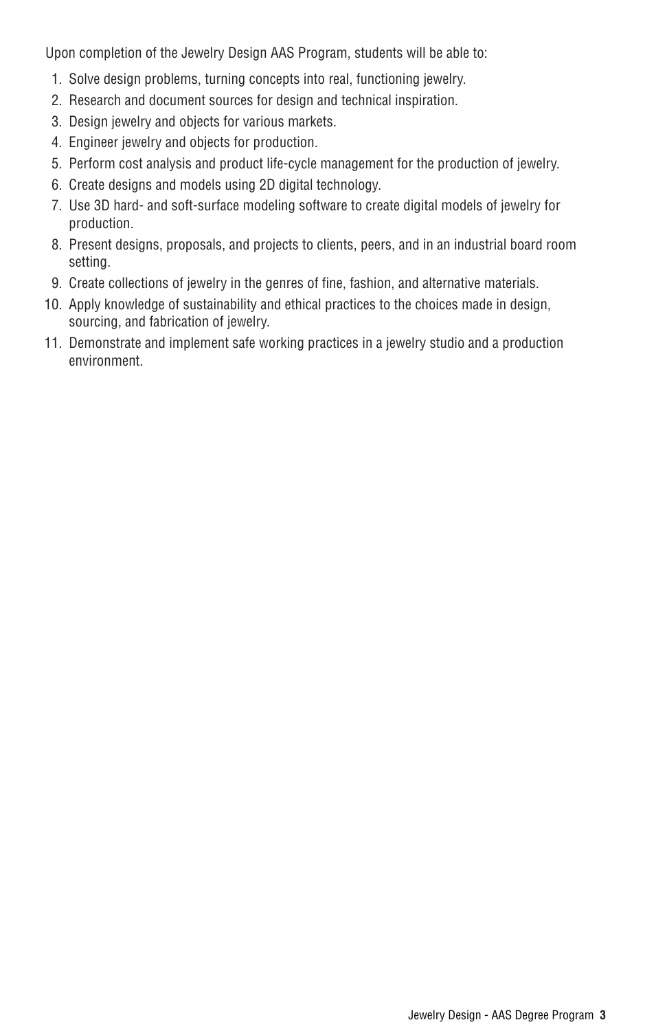Upon completion of the Jewelry Design AAS Program, students will be able to:

1. Solve design problems, turning concepts into real, functioning jewelry.
2. Research and document sources for design and technical inspiration.
3. Design jewelry and objects for various markets.
4. Engineer jewelry and objects for production.
5. Perform cost analysis and product life-cycle management for the production of jewelry.
6. Create designs and models using 2D digital technology.
7. Use 3D hard- and soft-surface modeling software to create digital models of jewelry for production.
8. Present designs, proposals, and projects to clients, peers, and in an industrial board room setting.
9. Create collections of jewelry in the genres of fine, fashion, and alternative materials.
10. Apply knowledge of sustainability and ethical practices to the choices made in design, sourcing, and fabrication of jewelry.
11. Demonstrate and implement safe working practices in a jewelry studio and a production environment.